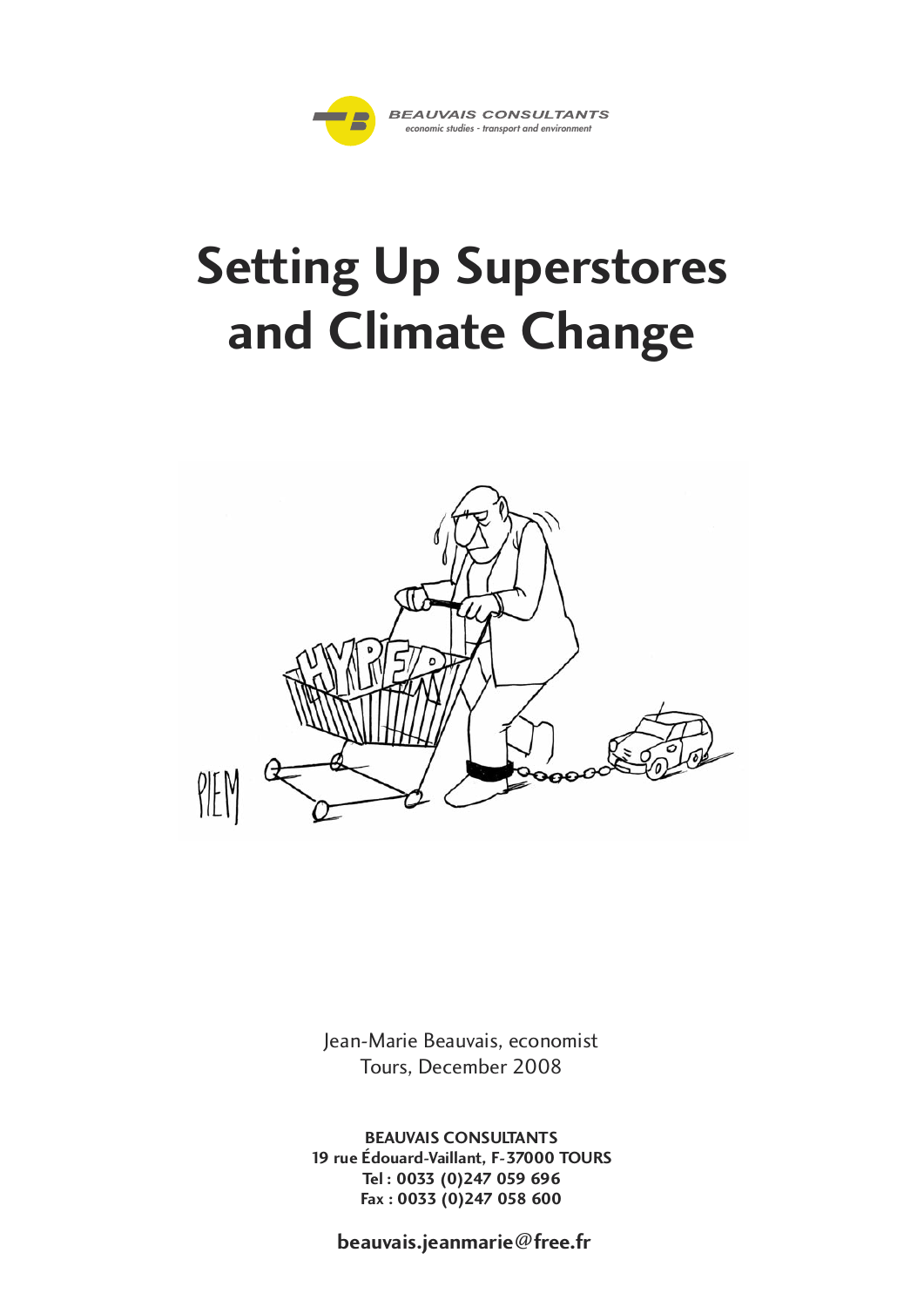**BEAUVAIS CONSULTANTS**
*economic studies - transport and environment*

# Setting Up Superstores and Climate Change

Jean-Marie Beauvais, economist
Tours, December 2008

**BEAUVAIS CONSULTANTS**
**19 rue Édouard-Vaillant, F-37000 TOURS**
**Tel : 0033 (0)247 059 696**
**Fax : 0033 (0)247 058 600**

**beauvais.jeanmarie@free.fr**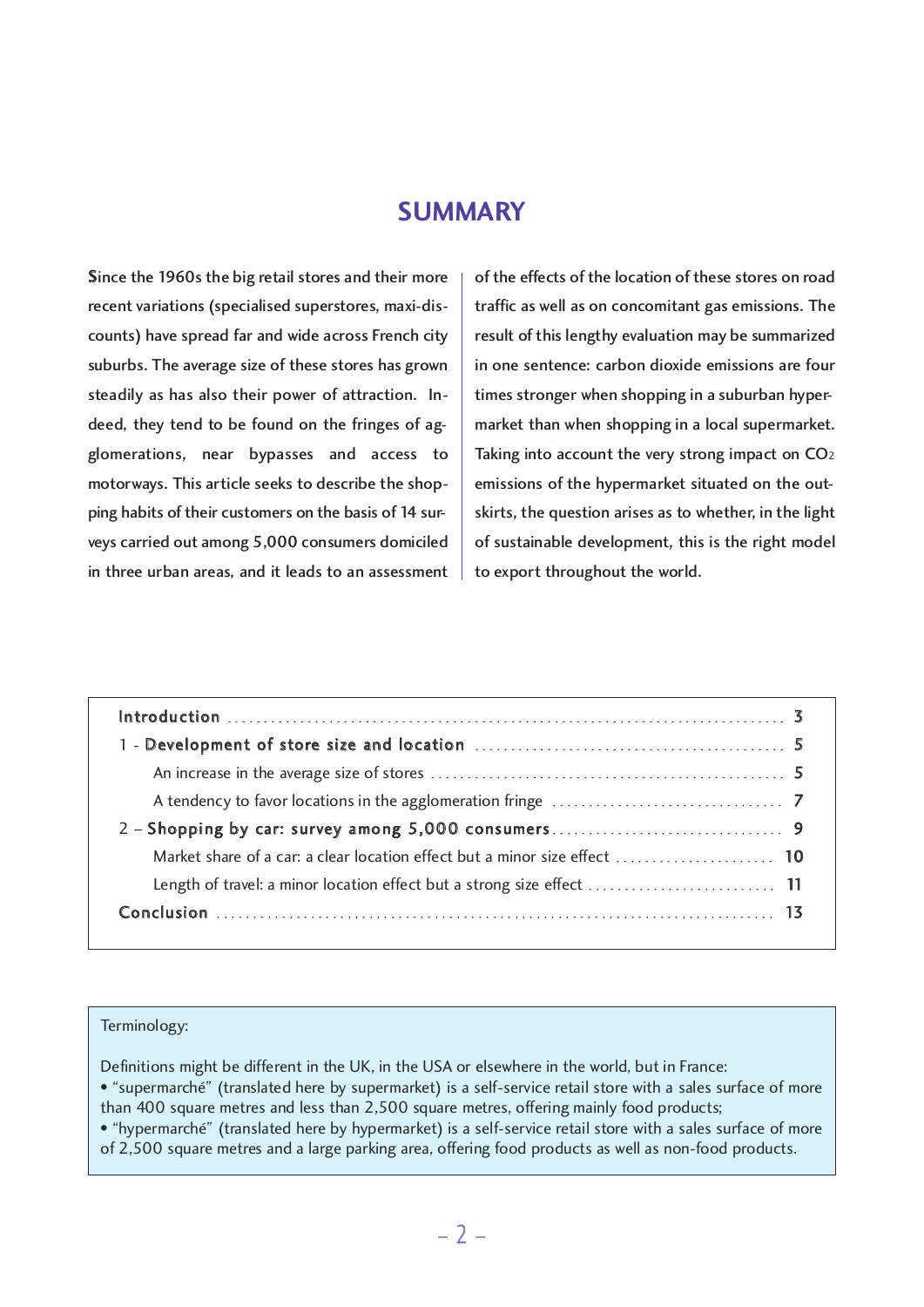## SUMMARY

Since the 1960s the big retail stores and their more recent variations (specialised superstores, maxi-discounts) have spread far and wide across French city suburbs. The average size of these stores has grown steadily as has also their power of attraction. Indeed, they tend to be found on the fringes of agglomerations, near bypasses and access to motorways. This article seeks to describe the shopping habits of their customers on the basis of 14 surveys carried out among 5,000 consumers domiciled in three urban areas, and it leads to an assessment of the effects of the location of these stores on road traffic as well as on concomitant gas emissions. The result of this lengthy evaluation may be summarized in one sentence: carbon dioxide emissions are four times stronger when shopping in a suburban hypermarket than when shopping in a local supermarket. Taking into account the very strong impact on $CO_2$ emissions of the hypermarket situated on the outskirts, the question arises as to whether, in the light of sustainable development, this is the right model to export throughout the world.

| | |
|---|---|
| **Introduction** | **3** |
| 1 - **Development of store size and location** | **5** |
| An increase in the average size of stores | **5** |
| A tendency to favor locations in the agglomeration fringe | **7** |
| 2 – **Shopping by car: survey among 5,000 consumers** | **9** |
| Market share of a car: a clear location effect but a minor size effect | **10** |
| Length of travel: a minor location effect but a strong size effect | **11** |
| **Conclusion** | **13** |

Terminology:

Definitions might be different in the UK, in the USA or elsewhere in the world, but in France:

- "supermarché" (translated here by supermarket) is a self-service retail store with a sales surface of more than 400 square metres and less than 2,500 square metres, offering mainly food products;
- "hypermarché" (translated here by hypermarket) is a self-service retail store with a sales surface of more of 2,500 square metres and a large parking area, offering food products as well as non-food products.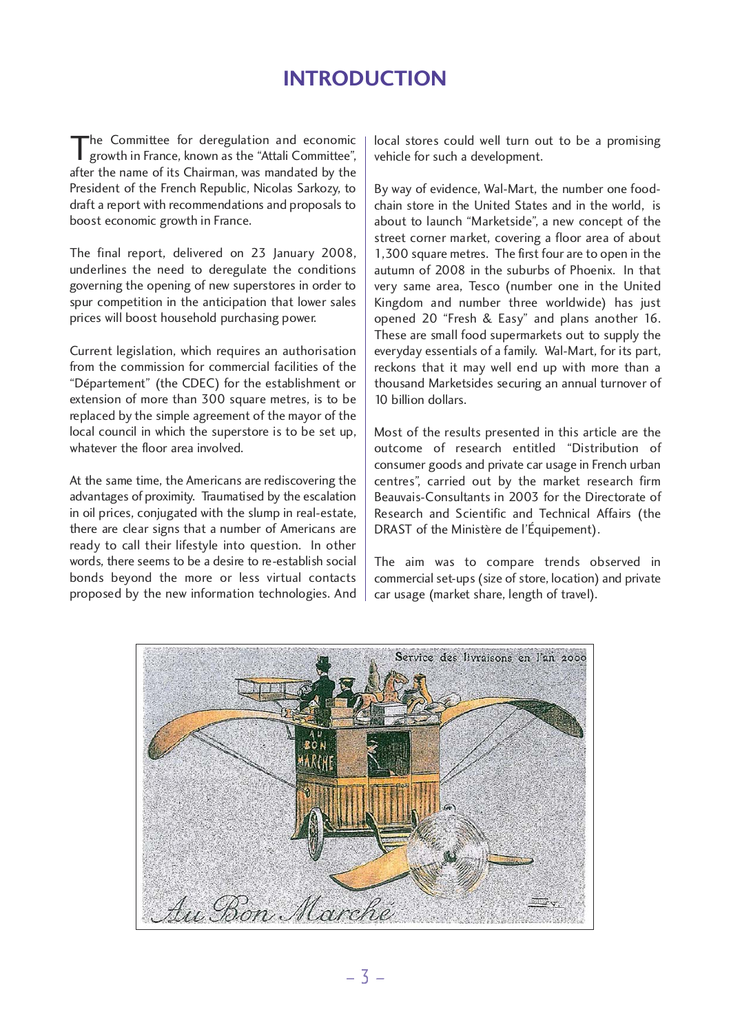# INTRODUCTION

The Committee for deregulation and economic growth in France, known as the "Attali Committee", after the name of its Chairman, was mandated by the President of the French Republic, Nicolas Sarkozy, to draft a report with recommendations and proposals to boost economic growth in France.

The final report, delivered on 23 January 2008, underlines the need to deregulate the conditions governing the opening of new superstores in order to spur competition in the anticipation that lower sales prices will boost household purchasing power.

Current legislation, which requires an authorisation from the commission for commercial facilities of the "Département" (the CDEC) for the establishment or extension of more than 300 square metres, is to be replaced by the simple agreement of the mayor of the local council in which the superstore is to be set up, whatever the floor area involved.

At the same time, the Americans are rediscovering the advantages of proximity. Traumatised by the escalation in oil prices, conjugated with the slump in real-estate, there are clear signs that a number of Americans are ready to call their lifestyle into question. In other words, there seems to be a desire to re-establish social bonds beyond the more or less virtual contacts proposed by the new information technologies. And local stores could well turn out to be a promising vehicle for such a development.

By way of evidence, Wal-Mart, the number one food-chain store in the United States and in the world, is about to launch "Marketside", a new concept of the street corner market, covering a floor area of about 1,300 square metres. The first four are to open in the autumn of 2008 in the suburbs of Phoenix. In that very same area, Tesco (number one in the United Kingdom and number three worldwide) has just opened 20 "Fresh & Easy" and plans another 16. These are small food supermarkets out to supply the everyday essentials of a family. Wal-Mart, for its part, reckons that it may well end up with more than a thousand Marketsides securing an annual turnover of 10 billion dollars.

Most of the results presented in this article are the outcome of research entitled "Distribution of consumer goods and private car usage in French urban centres", carried out by the market research firm Beauvais-Consultants in 2003 for the Directorate of Research and Scientific and Technical Affairs (the DRAST of the Ministère de l'Équipement).

The aim was to compare trends observed in commercial set-ups (size of store, location) and private car usage (market share, length of travel).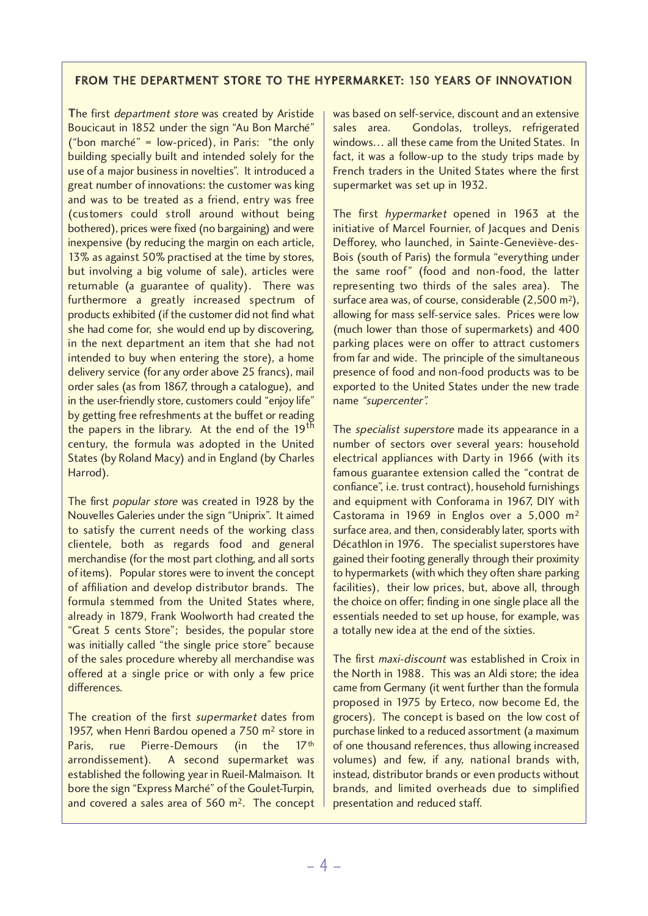## FROM THE DEPARTMENT STORE TO THE HYPERMARKET: 150 YEARS OF INNOVATION

The first *department store* was created by Aristide Boucicaut in 1852 under the sign "Au Bon Marché" ("bon marché" = low-priced), in Paris: "the only building specially built and intended solely for the use of a major business in novelties". It introduced a great number of innovations: the customer was king and was to be treated as a friend, entry was free (customers could stroll around without being bothered), prices were fixed (no bargaining) and were inexpensive (by reducing the margin on each article, 13% as against 50% practised at the time by stores, but involving a big volume of sale), articles were returnable (a guarantee of quality). There was furthermore a greatly increased spectrum of products exhibited (if the customer did not find what she had come for, she would end up by discovering, in the next department an item that she had not intended to buy when entering the store), a home delivery service (for any order above 25 francs), mail order sales (as from 1867, through a catalogue), and in the user-friendly store, customers could "enjoy life" by getting free refreshments at the buffet or reading the papers in the library. At the end of the 19th century, the formula was adopted in the United States (by Roland Macy) and in England (by Charles Harrod).

The first *popular store* was created in 1928 by the Nouvelles Galeries under the sign "Uniprix". It aimed to satisfy the current needs of the working class clientele, both as regards food and general merchandise (for the most part clothing, and all sorts of items). Popular stores were to invent the concept of affiliation and develop distributor brands. The formula stemmed from the United States where, already in 1879, Frank Woolworth had created the "Great 5 cents Store"; besides, the popular store was initially called "the single price store" because of the sales procedure whereby all merchandise was offered at a single price or with only a few price differences.

The creation of the first *supermarket* dates from 1957, when Henri Bardou opened a 750 m² store in Paris, rue Pierre-Demours (in the 17th arrondissement). A second supermarket was established the following year in Rueil-Malmaison. It bore the sign "Express Marché" of the Goulet-Turpin, and covered a sales area of 560 m². The concept was based on self-service, discount and an extensive sales area. Gondolas, trolleys, refrigerated windows… all these came from the United States. In fact, it was a follow-up to the study trips made by French traders in the United States where the first supermarket was set up in 1932.

The first *hypermarket* opened in 1963 at the initiative of Marcel Fournier, of Jacques and Denis Defforey, who launched, in Sainte-Geneviève-des-Bois (south of Paris) the formula "everything under the same roof" (food and non-food, the latter representing two thirds of the sales area). The surface area was, of course, considerable (2,500 m²), allowing for mass self-service sales. Prices were low (much lower than those of supermarkets) and 400 parking places were on offer to attract customers from far and wide. The principle of the simultaneous presence of food and non-food products was to be exported to the United States under the new trade name *"supercenter".*

The *specialist superstore* made its appearance in a number of sectors over several years: household electrical appliances with Darty in 1966 (with its famous guarantee extension called the "contrat de confiance", i.e. trust contract), household furnishings and equipment with Conforama in 1967, DIY with Castorama in 1969 in Englos over a 5,000 m² surface area, and then, considerably later, sports with Décathlon in 1976. The specialist superstores have gained their footing generally through their proximity to hypermarkets (with which they often share parking facilities), their low prices, but, above all, through the choice on offer; finding in one single place all the essentials needed to set up house, for example, was a totally new idea at the end of the sixties.

The first *maxi-discount* was established in Croix in the North in 1988. This was an Aldi store; the idea came from Germany (it went further than the formula proposed in 1975 by Erteco, now become Ed, the grocers). The concept is based on the low cost of purchase linked to a reduced assortment (a maximum of one thousand references, thus allowing increased volumes) and few, if any, national brands with, instead, distributor brands or even products without brands, and limited overheads due to simplified presentation and reduced staff.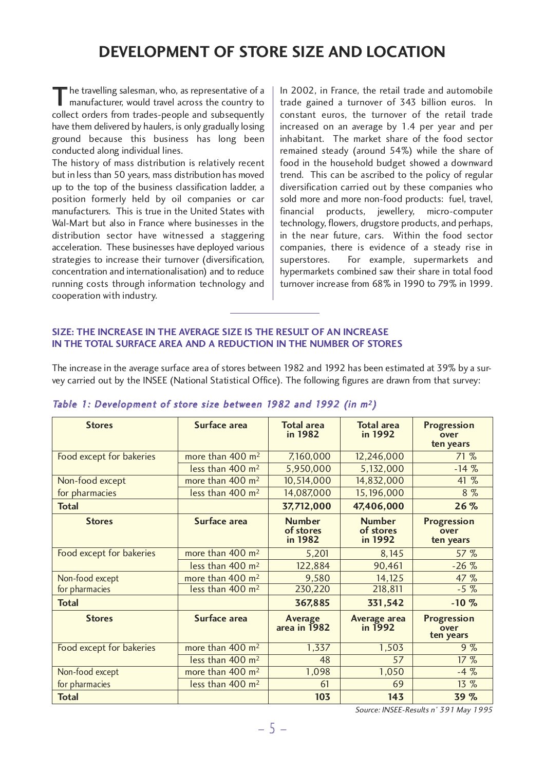# DEVELOPMENT OF STORE SIZE AND LOCATION

The travelling salesman, who, as representative of a manufacturer, would travel across the country to collect orders from trades-people and subsequently have them delivered by haulers, is only gradually losing ground because this business has long been conducted along individual lines.

The history of mass distribution is relatively recent but in less than 50 years, mass distribution has moved up to the top of the business classification ladder, a position formerly held by oil companies or car manufacturers. This is true in the United States with Wal-Mart but also in France where businesses in the distribution sector have witnessed a staggering acceleration. These businesses have deployed various strategies to increase their turnover (diversification, concentration and internationalisation) and to reduce running costs through information technology and cooperation with industry.

In 2002, in France, the retail trade and automobile trade gained a turnover of 343 billion euros. In constant euros, the turnover of the retail trade increased on an average by 1.4 per year and per inhabitant. The market share of the food sector remained steady (around 54%) while the share of food in the household budget showed a downward trend. This can be ascribed to the policy of regular diversification carried out by these companies who sold more and more non-food products: fuel, travel, financial products, jewellery, micro-computer technology, flowers, drugstore products, and perhaps, in the near future, cars. Within the food sector companies, there is evidence of a steady rise in superstores. For example, supermarkets and hypermarkets combined saw their share in total food turnover increase from 68% in 1990 to 79% in 1999.

## SIZE: THE INCREASE IN THE AVERAGE SIZE IS THE RESULT OF AN INCREASE IN THE TOTAL SURFACE AREA AND A REDUCTION IN THE NUMBER OF STORES

The increase in the average surface area of stores between 1982 and 1992 has been estimated at 39% by a survey carried out by the INSEE (National Statistical Office). The following figures are drawn from that survey:

*Table 1: Development of store size between 1982 and 1992 (in m²)*

| Stores | Surface area | Total area in 1982 | Total area in 1992 | Progression over ten years |
|---|---|---|---|---|
| Food except for bakeries | more than 400 m² | 7,160,000 | 12,246,000 | 71 % |
| | less than 400 m² | 5,950,000 | 5,132,000 | -14 % |
| Non-food except for pharmacies | more than 400 m² | 10,514,000 | 14,832,000 | 41 % |
| | less than 400 m² | 14,087,000 | 15,196,000 | 8 % |
| **Total** | | **37,712,000** | **47,406,000** | **26 %** |
| **Stores** | **Surface area** | **Number of stores in 1982** | **Number of stores in 1992** | **Progression over ten years** |
| Food except for bakeries | more than 400 m² | 5,201 | 8,145 | 57 % |
| | less than 400 m² | 122,884 | 90,461 | -26 % |
| Non-food except for pharmacies | more than 400 m² | 9,580 | 14,125 | 47 % |
| | less than 400 m² | 230,220 | 218,811 | -5 % |
| **Total** | | **367,885** | **331,542** | **-10 %** |
| **Stores** | **Surface area** | **Average area in 1982** | **Average area in 1992** | **Progression over ten years** |
| Food except for bakeries | more than 400 m² | 1,337 | 1,503 | 9 % |
| | less than 400 m² | 48 | 57 | 17 % |
| Non-food except for pharmacies | more than 400 m² | 1,098 | 1,050 | -4 % |
| | less than 400 m² | 61 | 69 | 13 % |
| **Total** | | **103** | **143** | **39 %** |

*Source: INSEE-Results n° 391 May 1995*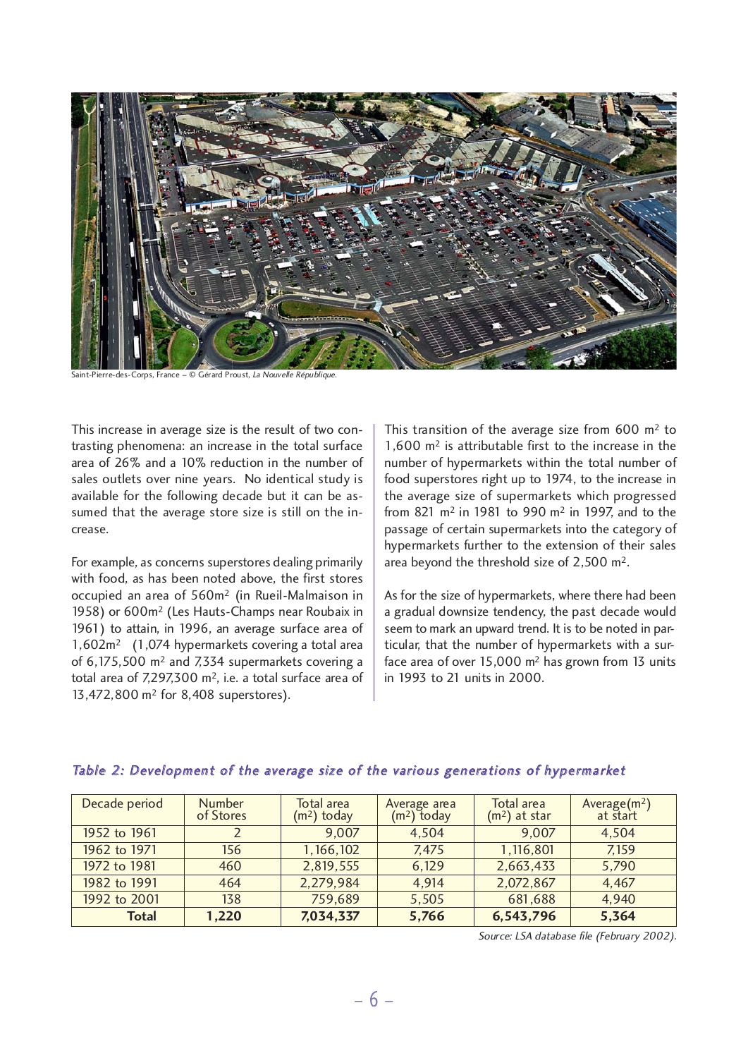Saint-Pierre-des-Corps, France – © Gérard Proust, *La Nouvelle République*.

This increase in average size is the result of two contrasting phenomena: an increase in the total surface area of 26% and a 10% reduction in the number of sales outlets over nine years. No identical study is available for the following decade but it can be assumed that the average store size is still on the increase.

For example, as concerns superstores dealing primarily with food, as has been noted above, the first stores occupied an area of 560m² (in Rueil-Malmaison in 1958) or 600m² (Les Hauts-Champs near Roubaix in 1961) to attain, in 1996, an average surface area of 1,602m² (1,074 hypermarkets covering a total area of 6,175,500 m² and 7,334 supermarkets covering a total area of 7,297,300 m², i.e. a total surface area of 13,472,800 m² for 8,408 superstores).

This transition of the average size from 600 m² to 1,600 m² is attributable first to the increase in the number of hypermarkets within the total number of food superstores right up to 1974, to the increase in the average size of supermarkets which progressed from 821 m² in 1981 to 990 m² in 1997, and to the passage of certain supermarkets into the category of hypermarkets further to the extension of their sales area beyond the threshold size of 2,500 m².

As for the size of hypermarkets, where there had been a gradual downsize tendency, the past decade would seem to mark an upward trend. It is to be noted in particular, that the number of hypermarkets with a surface area of over 15,000 m² has grown from 13 units in 1993 to 21 units in 2000.

*Table 2: Development of the average size of the various generations of hypermarket*

| Decade period | Number of Stores | Total area (m²) today | Average area (m²) today | Total area (m²) at star | Average(m²) at start |
|---|---|---|---|---|---|
| 1952 to 1961 | 2 | 9,007 | 4,504 | 9,007 | 4,504 |
| 1962 to 1971 | 156 | 1,166,102 | 7,475 | 1,116,801 | 7,159 |
| 1972 to 1981 | 460 | 2,819,555 | 6,129 | 2,663,433 | 5,790 |
| 1982 to 1991 | 464 | 2,279,984 | 4,914 | 2,072,867 | 4,467 |
| 1992 to 2001 | 138 | 759,689 | 5,505 | 681,688 | 4,940 |
| **Total** | **1,220** | **7,034,337** | **5,766** | **6,543,796** | **5,364** |

*Source: LSA database file (February 2002).*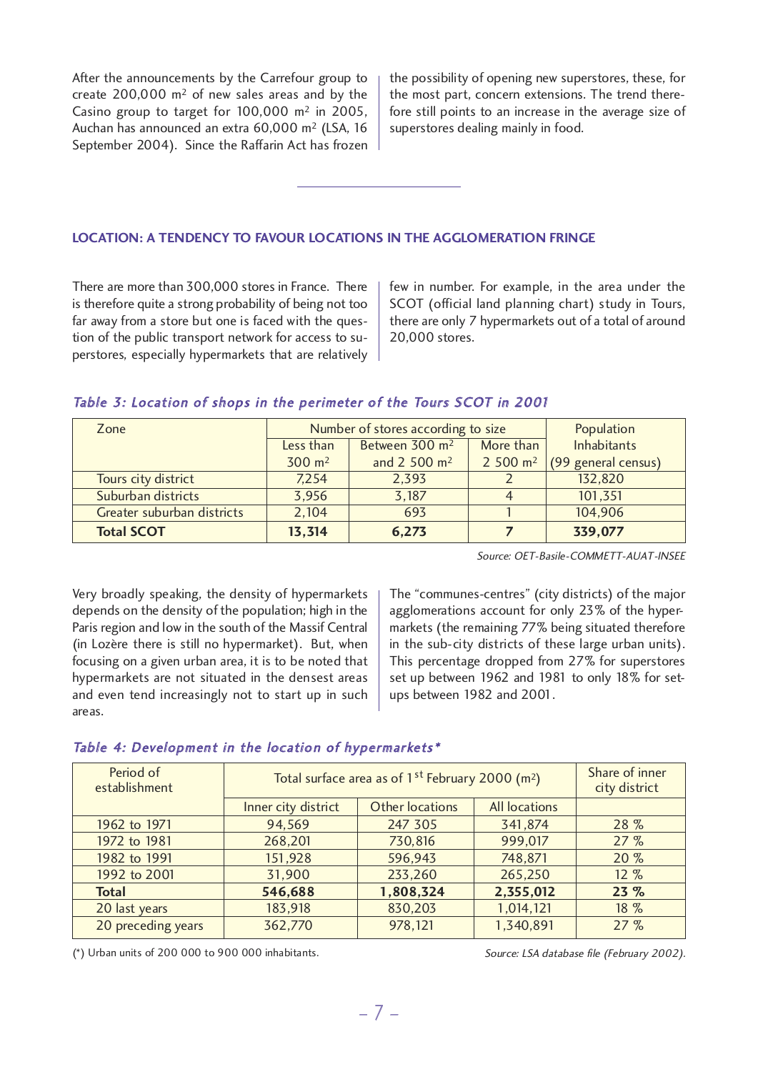After the announcements by the Carrefour group to create 200,000 m² of new sales areas and by the Casino group to target for 100,000 m² in 2005, Auchan has announced an extra 60,000 m² (LSA, 16 September 2004). Since the Raffarin Act has frozen the possibility of opening new superstores, these, for the most part, concern extensions. The trend therefore still points to an increase in the average size of superstores dealing mainly in food.

## LOCATION: A TENDENCY TO FAVOUR LOCATIONS IN THE AGGLOMERATION FRINGE

There are more than 300,000 stores in France. There is therefore quite a strong probability of being not too far away from a store but one is faced with the question of the public transport network for access to superstores, especially hypermarkets that are relatively few in number. For example, in the area under the SCOT (official land planning chart) study in Tours, there are only 7 hypermarkets out of a total of around 20,000 stores.

*Table 3: Location of shops in the perimeter of the Tours SCOT in 2001*

| Zone | Number of stores according to size | | | Population Inhabitants (99 general census) |
|---|---|---|---|---|
| | Less than 300 m² | Between 300 m² and 2 500 m² | More than 2 500 m² | |
| Tours city district | 7,254 | 2,393 | 2 | 132,820 |
| Suburban districts | 3,956 | 3,187 | 4 | 101,351 |
| Greater suburban districts | 2,104 | 693 | 1 | 104,906 |
| **Total SCOT** | **13,314** | **6,273** | **7** | **339,077** |

*Source: OET-Basile-COMMETT-AUAT-INSEE*

Very broadly speaking, the density of hypermarkets depends on the density of the population; high in the Paris region and low in the south of the Massif Central (in Lozère there is still no hypermarket). But, when focusing on a given urban area, it is to be noted that hypermarkets are not situated in the densest areas and even tend increasingly not to start up in such areas.

The "communes-centres" (city districts) of the major agglomerations account for only 23% of the hypermarkets (the remaining 77% being situated therefore in the sub-city districts of these large urban units). This percentage dropped from 27% for superstores set up between 1962 and 1981 to only 18% for setups between 1982 and 2001.

*Table 4: Development in the location of hypermarkets\**

| Period of establishment | Total surface area as of 1st February 2000 (m²) | | | Share of inner city district |
|---|---|---|---|---|
| | Inner city district | Other locations | All locations | |
| 1962 to 1971 | 94,569 | 247 305 | 341,874 | 28 % |
| 1972 to 1981 | 268,201 | 730,816 | 999,017 | 27 % |
| 1982 to 1991 | 151,928 | 596,943 | 748,871 | 20 % |
| 1992 to 2001 | 31,900 | 233,260 | 265,250 | 12 % |
| **Total** | **546,688** | **1,808,324** | **2,355,012** | **23 %** |
| 20 last years | 183,918 | 830,203 | 1,014,121 | 18 % |
| 20 preceding years | 362,770 | 978,121 | 1,340,891 | 27 % |

(\*) Urban units of 200 000 to 900 000 inhabitants.

*Source: LSA database file (February 2002).*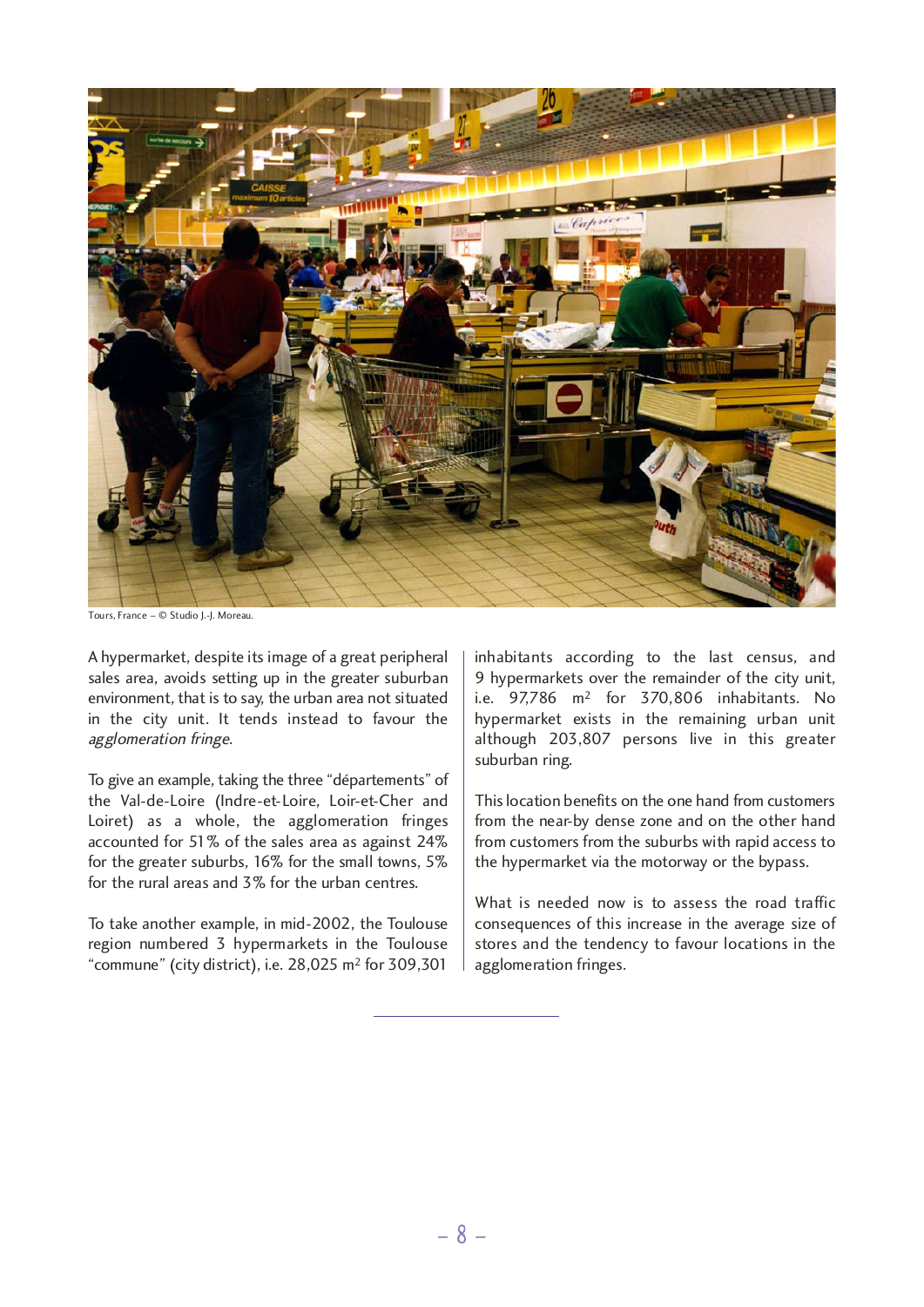Tours, France – © Studio J.-J. Moreau.

A hypermarket, despite its image of a great peripheral sales area, avoids setting up in the greater suburban environment, that is to say, the urban area not situated in the city unit. It tends instead to favour the *agglomeration fringe*.

To give an example, taking the three “départements” of the Val-de-Loire (Indre-et-Loire, Loir-et-Cher and Loiret) as a whole, the agglomeration fringes accounted for 51% of the sales area as against 24% for the greater suburbs, 16% for the small towns, 5% for the rural areas and 3% for the urban centres.

To take another example, in mid-2002, the Toulouse region numbered 3 hypermarkets in the Toulouse “commune” (city district), i.e. 28,025 m² for 309,301 inhabitants according to the last census, and 9 hypermarkets over the remainder of the city unit, i.e. 97,786 m² for 370,806 inhabitants. No hypermarket exists in the remaining urban unit although 203,807 persons live in this greater suburban ring.

This location benefits on the one hand from customers from the near-by dense zone and on the other hand from customers from the suburbs with rapid access to the hypermarket via the motorway or the bypass.

What is needed now is to assess the road traffic consequences of this increase in the average size of stores and the tendency to favour locations in the agglomeration fringes.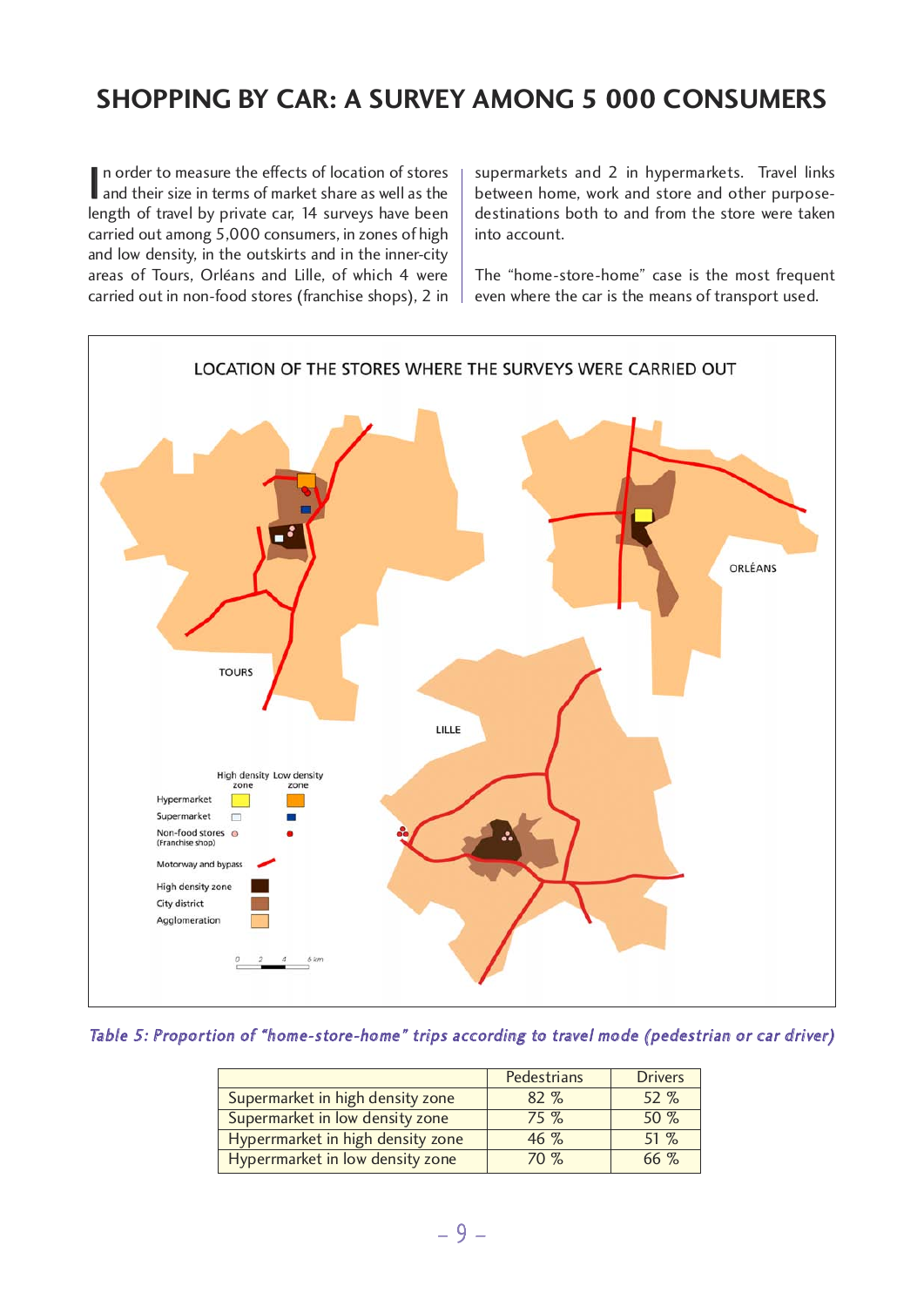# SHOPPING BY CAR: A SURVEY AMONG 5 000 CONSUMERS

In order to measure the effects of location of stores and their size in terms of market share as well as the length of travel by private car, 14 surveys have been carried out among 5,000 consumers, in zones of high and low density, in the outskirts and in the inner-city areas of Tours, Orléans and Lille, of which 4 were carried out in non-food stores (franchise shops), 2 in supermarkets and 2 in hypermarkets. Travel links between home, work and store and other purpose-destinations both to and from the store were taken into account.

The "home-store-home" case is the most frequent even where the car is the means of transport used.

LOCATION OF THE STORES WHERE THE SURVEYS WERE CARRIED OUT

*Table 5: Proportion of "home-store-home" trips according to travel mode (pedestrian or car driver)*

| | Pedestrians | Drivers |
|---|---|---|
| Supermarket in high density zone | 82 % | 52 % |
| Supermarket in low density zone | 75 % | 50 % |
| Hyperrmarket in high density zone | 46 % | 51 % |
| Hyperrmarket in low density zone | 70 % | 66 % |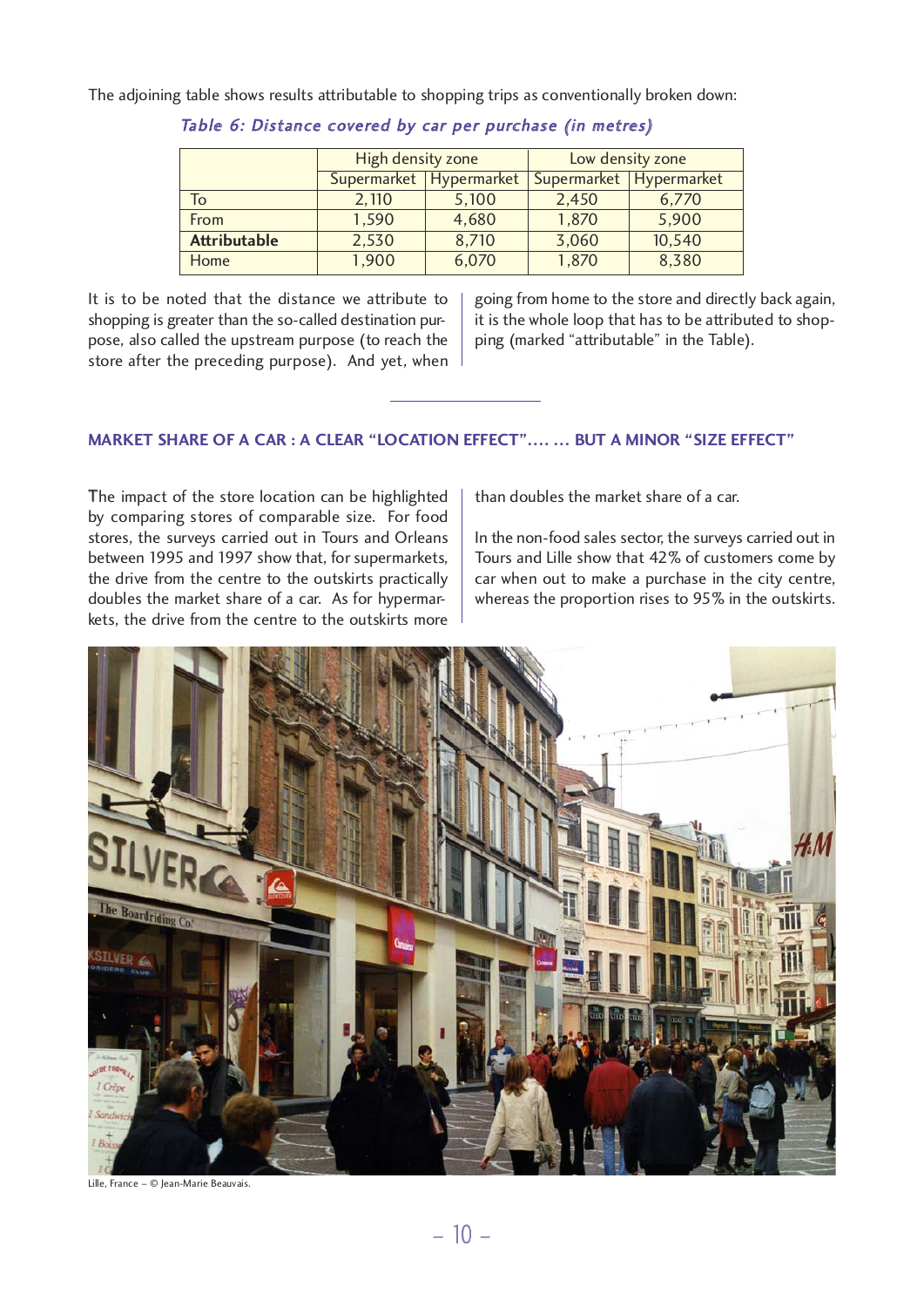The adjoining table shows results attributable to shopping trips as conventionally broken down:

*Table 6: Distance covered by car per purchase (in metres)*

| | High density zone | | Low density zone | |
|---|---|---|---|---|
| | Supermarket | Hypermarket | Supermarket | Hypermarket |
| To | 2,110 | 5,100 | 2,450 | 6,770 |
| From | 1,590 | 4,680 | 1,870 | 5,900 |
| **Attributable** | 2,530 | 8,710 | 3,060 | 10,540 |
| Home | 1,900 | 6,070 | 1,870 | 8,380 |

It is to be noted that the distance we attribute to shopping is greater than the so-called destination purpose, also called the upstream purpose (to reach the store after the preceding purpose). And yet, when going from home to the store and directly back again, it is the whole loop that has to be attributed to shopping (marked "attributable" in the Table).

## MARKET SHARE OF A CAR : A CLEAR "LOCATION EFFECT"…. … BUT A MINOR "SIZE EFFECT"

The impact of the store location can be highlighted by comparing stores of comparable size. For food stores, the surveys carried out in Tours and Orleans between 1995 and 1997 show that, for supermarkets, the drive from the centre to the outskirts practically doubles the market share of a car. As for hypermarkets, the drive from the centre to the outskirts more than doubles the market share of a car.

In the non-food sales sector, the surveys carried out in Tours and Lille show that 42% of customers come by car when out to make a purchase in the city centre, whereas the proportion rises to 95% in the outskirts.

Lille, France – © Jean-Marie Beauvais.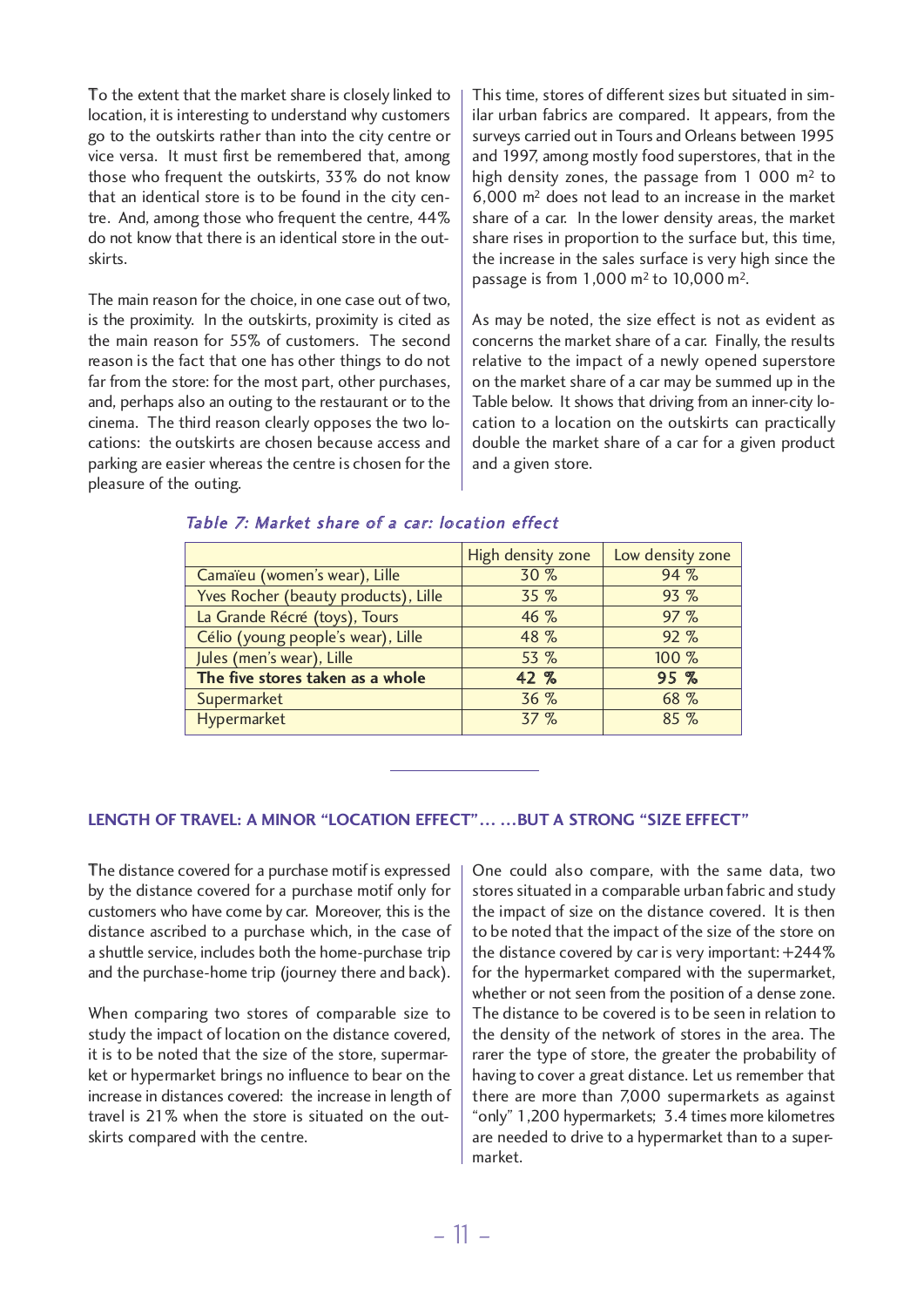To the extent that the market share is closely linked to location, it is interesting to understand why customers go to the outskirts rather than into the city centre or vice versa. It must first be remembered that, among those who frequent the outskirts, 33% do not know that an identical store is to be found in the city centre. And, among those who frequent the centre, 44% do not know that there is an identical store in the outskirts.

The main reason for the choice, in one case out of two, is the proximity. In the outskirts, proximity is cited as the main reason for 55% of customers. The second reason is the fact that one has other things to do not far from the store: for the most part, other purchases, and, perhaps also an outing to the restaurant or to the cinema. The third reason clearly opposes the two locations: the outskirts are chosen because access and parking are easier whereas the centre is chosen for the pleasure of the outing.

This time, stores of different sizes but situated in similar urban fabrics are compared. It appears, from the surveys carried out in Tours and Orleans between 1995 and 1997, among mostly food superstores, that in the high density zones, the passage from 1 000 m² to 6,000 m² does not lead to an increase in the market share of a car. In the lower density areas, the market share rises in proportion to the surface but, this time, the increase in the sales surface is very high since the passage is from 1,000 m² to 10,000 m².

As may be noted, the size effect is not as evident as concerns the market share of a car. Finally, the results relative to the impact of a newly opened superstore on the market share of a car may be summed up in the Table below. It shows that driving from an inner-city location to a location on the outskirts can practically double the market share of a car for a given product and a given store.

*Table 7: Market share of a car: location effect*

| | High density zone | Low density zone |
|---|---|---|
| Camaïeu (women's wear), Lille | 30 % | 94 % |
| Yves Rocher (beauty products), Lille | 35 % | 93 % |
| La Grande Récré (toys), Tours | 46 % | 97 % |
| Célio (young people's wear), Lille | 48 % | 92 % |
| Jules (men's wear), Lille | 53 % | 100 % |
| **The five stores taken as a whole** | **42 %** | **95 %** |
| Supermarket | 36 % | 68 % |
| Hypermarket | 37 % | 85 % |

## LENGTH OF TRAVEL: A MINOR "LOCATION EFFECT"… …BUT A STRONG "SIZE EFFECT"

The distance covered for a purchase motif is expressed by the distance covered for a purchase motif only for customers who have come by car. Moreover, this is the distance ascribed to a purchase which, in the case of a shuttle service, includes both the home-purchase trip and the purchase-home trip (journey there and back).

When comparing two stores of comparable size to study the impact of location on the distance covered, it is to be noted that the size of the store, supermarket or hypermarket brings no influence to bear on the increase in distances covered: the increase in length of travel is 21% when the store is situated on the outskirts compared with the centre.

One could also compare, with the same data, two stores situated in a comparable urban fabric and study the impact of size on the distance covered. It is then to be noted that the impact of the size of the store on the distance covered by car is very important: +244% for the hypermarket compared with the supermarket, whether or not seen from the position of a dense zone. The distance to be covered is to be seen in relation to the density of the network of stores in the area. The rarer the type of store, the greater the probability of having to cover a great distance. Let us remember that there are more than 7,000 supermarkets as against "only" 1,200 hypermarkets; 3.4 times more kilometres are needed to drive to a hypermarket than to a supermarket.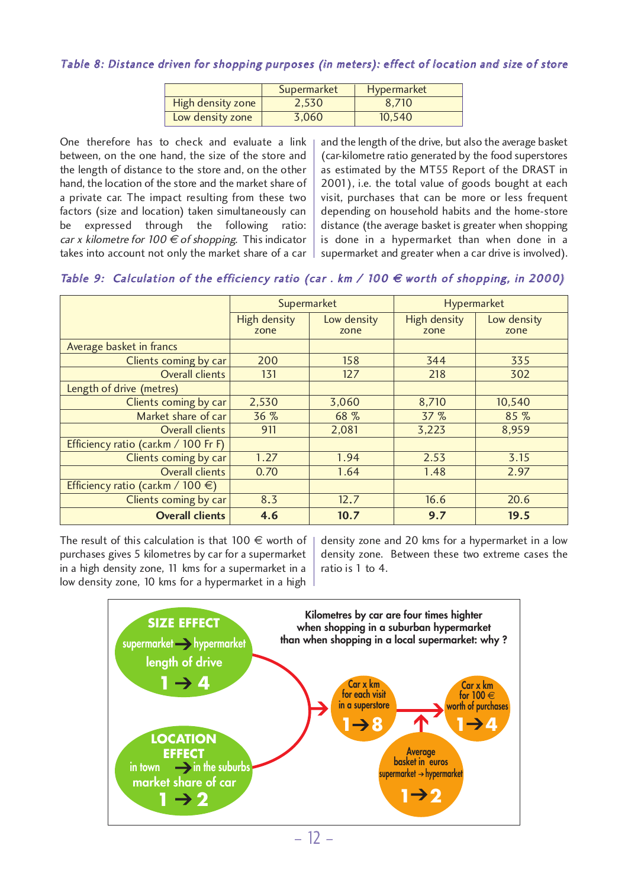*Table 8: Distance driven for shopping purposes (in meters): effect of location and size of store*

| | Supermarket | Hypermarket |
|---|---|---|
| High density zone | 2,530 | 8,710 |
| Low density zone | 3,060 | 10,540 |

One therefore has to check and evaluate a link between, on the one hand, the size of the store and the length of distance to the store and, on the other hand, the location of the store and the market share of a private car. The impact resulting from these two factors (size and location) taken simultaneously can be expressed through the following ratio: *car x kilometre for 100 € of shopping*. This indicator takes into account not only the market share of a car and the length of the drive, but also the average basket (car-kilometre ratio generated by the food superstores as estimated by the MT55 Report of the DRAST in 2001), i.e. the total value of goods bought at each visit, purchases that can be more or less frequent depending on household habits and the home-store distance (the average basket is greater when shopping is done in a hypermarket than when done in a supermarket and greater when a car drive is involved).

*Table 9: Calculation of the efficiency ratio (car . km / 100 € worth of shopping, in 2000)*

| | Supermarket | | Hypermarket | |
|---|---|---|---|---|
| | High density zone | Low density zone | High density zone | Low density zone |
| Average basket in francs | | | | |
| Clients coming by car | 200 | 158 | 344 | 335 |
| Overall clients | 131 | 127 | 218 | 302 |
| Length of drive (metres) | | | | |
| Clients coming by car | 2,530 | 3,060 | 8,710 | 10,540 |
| Market share of car | 36 % | 68 % | 37 % | 85 % |
| Overall clients | 911 | 2,081 | 3,223 | 8,959 |
| Efficiency ratio (car.km / 100 Fr F) | | | | |
| Clients coming by car | 1.27 | 1.94 | 2.53 | 3.15 |
| Overall clients | 0.70 | 1.64 | 1.48 | 2.97 |
| Efficiency ratio (car.km / 100 €) | | | | |
| Clients coming by car | 8.3 | 12.7 | 16.6 | 20.6 |
| **Overall clients** | **4.6** | **10.7** | **9.7** | **19.5** |

The result of this calculation is that 100 € worth of purchases gives 5 kilometres by car for a supermarket in a high density zone, 11 kms for a supermarket in a low density zone, 10 kms for a hypermarket in a high density zone and 20 kms for a hypermarket in a low density zone. Between these two extreme cases the ratio is 1 to 4.

**Kilometres by car are four times highter when shopping in a suburban hypermarket than when shopping in a local supermarket: why ?**

- **SIZE EFFECT**: supermarket → hypermarket, length of drive **1 → 4**
- **LOCATION EFFECT**: in town → in the suburbs, market share of car **1 → 2**
- Car x km for each visit in a superstore **1 → 8**
- Average basket in euros supermarket → hypermarket **1 → 2**
- Car x km for 100 € worth of purchases **1 → 4**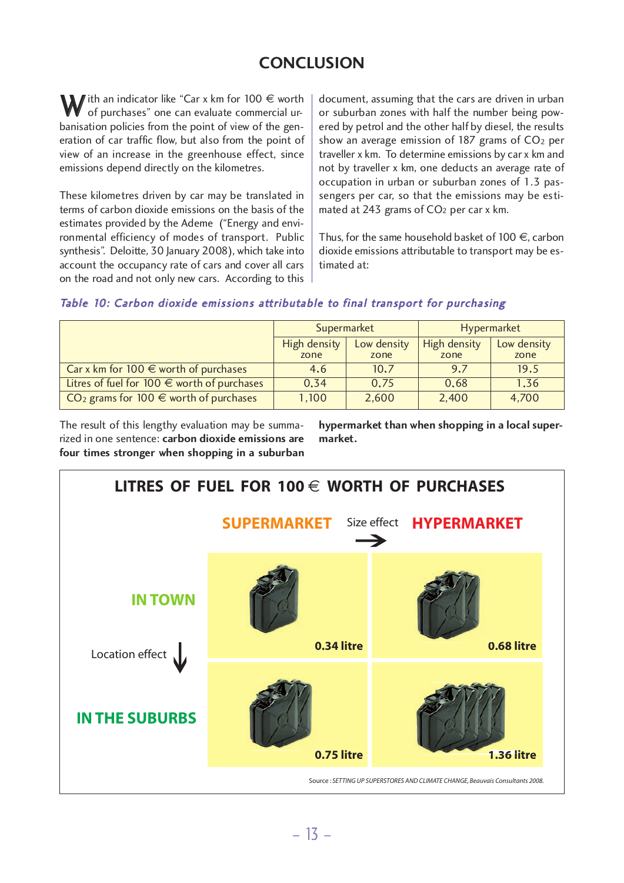# CONCLUSION

With an indicator like "Car x km for 100 € worth of purchases" one can evaluate commercial urbanisation policies from the point of view of the generation of car traffic flow, but also from the point of view of an increase in the greenhouse effect, since emissions depend directly on the kilometres.

These kilometres driven by car may be translated in terms of carbon dioxide emissions on the basis of the estimates provided by the Ademe ("Energy and environmental efficiency of modes of transport. Public synthesis". Deloitte, 30 January 2008), which take into account the occupancy rate of cars and cover all cars on the road and not only new cars. According to this document, assuming that the cars are driven in urban or suburban zones with half the number being powered by petrol and the other half by diesel, the results show an average emission of 187 grams of $CO_2$ per traveller x km. To determine emissions by car x km and not by traveller x km, one deducts an average rate of occupation in urban or suburban zones of 1.3 passengers per car, so that the emissions may be estimated at 243 grams of $CO_2$ per car x km.

Thus, for the same household basket of 100 €, carbon dioxide emissions attributable to transport may be estimated at:

*Table 10: Carbon dioxide emissions attributable to final transport for purchasing*

| | Supermarket | | Hypermarket | |
|---|---|---|---|---|
| | High density zone | Low density zone | High density zone | Low density zone |
| Car x km for 100 € worth of purchases | 4.6 | 10.7 | 9.7 | 19.5 |
| Litres of fuel for 100 € worth of purchases | 0.34 | 0.75 | 0.68 | 1.36 |
| $CO_2$ grams for 100 € worth of purchases | 1,100 | 2,600 | 2,400 | 4,700 |

The result of this lengthy evaluation may be summarized in one sentence: **carbon dioxide emissions are four times stronger when shopping in a suburban hypermarket than when shopping in a local supermarket.**

## LITRES OF FUEL FOR 100 € WORTH OF PURCHASES

| | SUPERMARKET | HYPERMARKET |
|---|---|---|
| IN TOWN | 0.34 litre | 0.68 litre |
| IN THE SUBURBS | 0.75 litre | 1.36 litre |

Size effect → (Supermarket to Hypermarket); Location effect ↓ (In town to In the suburbs)

Source : *SETTING UP SUPERSTORES AND CLIMATE CHANGE, Beauvais Consultants 2008.*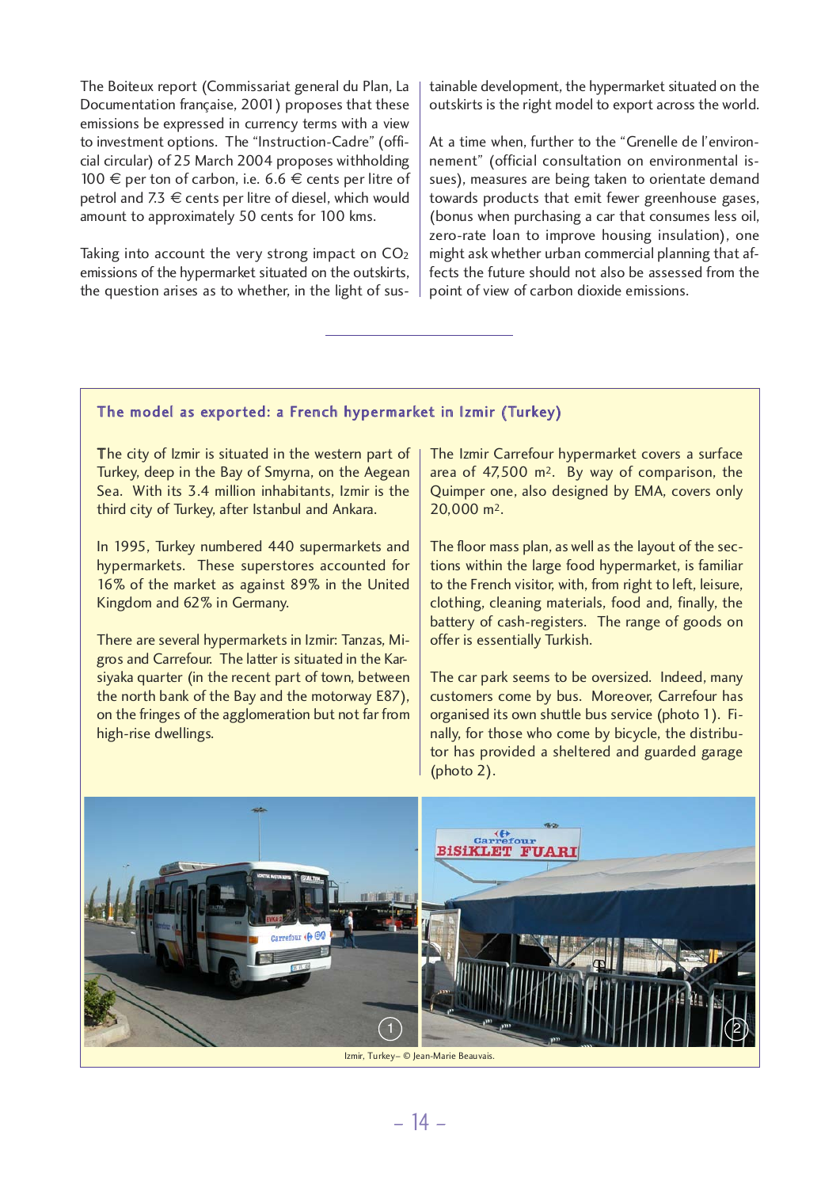The Boiteux report (Commissariat general du Plan, La Documentation française, 2001) proposes that these emissions be expressed in currency terms with a view to investment options. The "Instruction-Cadre" (official circular) of 25 March 2004 proposes withholding 100 € per ton of carbon, i.e. 6.6 € cents per litre of petrol and 7.3 € cents per litre of diesel, which would amount to approximately 50 cents for 100 kms.

Taking into account the very strong impact on $CO_2$ emissions of the hypermarket situated on the outskirts, the question arises as to whether, in the light of sustainable development, the hypermarket situated on the outskirts is the right model to export across the world.

At a time when, further to the "Grenelle de l'environnement" (official consultation on environmental issues), measures are being taken to orientate demand towards products that emit fewer greenhouse gases, (bonus when purchasing a car that consumes less oil, zero-rate loan to improve housing insulation), one might ask whether urban commercial planning that affects the future should not also be assessed from the point of view of carbon dioxide emissions.

---

## The model as exported: a French hypermarket in Izmir (Turkey)

The city of Izmir is situated in the western part of Turkey, deep in the Bay of Smyrna, on the Aegean Sea. With its 3.4 million inhabitants, Izmir is the third city of Turkey, after Istanbul and Ankara.

In 1995, Turkey numbered 440 supermarkets and hypermarkets. These superstores accounted for 16% of the market as against 89% in the United Kingdom and 62% in Germany.

There are several hypermarkets in Izmir: Tanzas, Migros and Carrefour. The latter is situated in the Karsiyaka quarter (in the recent part of town, between the north bank of the Bay and the motorway E87), on the fringes of the agglomeration but not far from high-rise dwellings.

The Izmir Carrefour hypermarket covers a surface area of 47,500 $m^2$. By way of comparison, the Quimper one, also designed by EMA, covers only 20,000 $m^2$.

The floor mass plan, as well as the layout of the sections within the large food hypermarket, is familiar to the French visitor, with, from right to left, leisure, clothing, cleaning materials, food and, finally, the battery of cash-registers. The range of goods on offer is essentially Turkish.

The car park seems to be oversized. Indeed, many customers come by bus. Moreover, Carrefour has organised its own shuttle bus service (photo 1). Finally, for those who come by bicycle, the distributor has provided a sheltered and guarded garage (photo 2).

Izmir, Turkey– © Jean-Marie Beauvais.